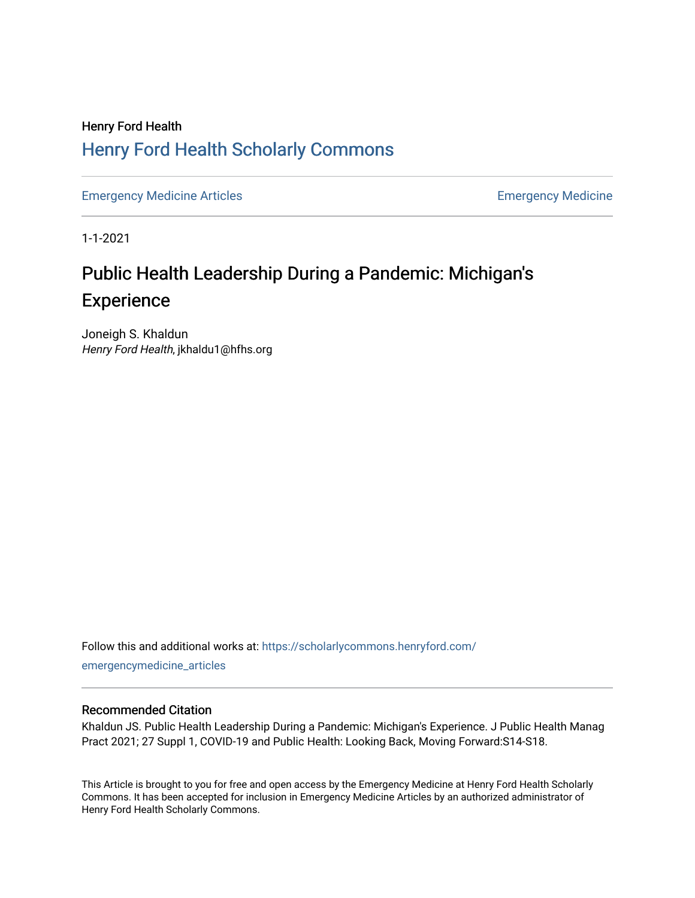Henry Ford Health

## Henry Ford Health Scholarly Commons

Emergency Medicine Articles

Emergency Medicine

1-1-2021

# Public Health Leadership During a Pandemic: Michigan's Experience

Joneigh S. Khaldun
*Henry Ford Health*, jkhaldu1@hfhs.org

Follow this and additional works at: https://scholarlycommons.henryford.com/emergencymedicine_articles

### Recommended Citation

Khaldun JS. Public Health Leadership During a Pandemic: Michigan's Experience. J Public Health Manag Pract 2021; 27 Suppl 1, COVID-19 and Public Health: Looking Back, Moving Forward:S14-S18.

This Article is brought to you for free and open access by the Emergency Medicine at Henry Ford Health Scholarly Commons. It has been accepted for inclusion in Emergency Medicine Articles by an authorized administrator of Henry Ford Health Scholarly Commons.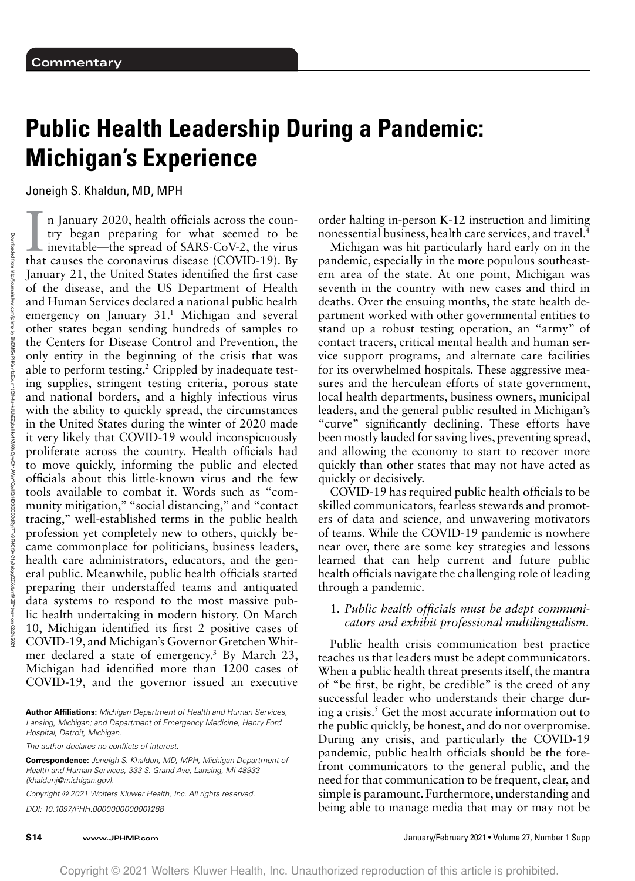Commentary

# Public Health Leadership During a Pandemic: Michigan's Experience

Joneigh S. Khaldun, MD, MPH

In January 2020, health officials across the country began preparing for what seemed to be inevitable—the spread of SARS-CoV-2, the virus that causes the coronavirus disease (COVID-19). By January 21, the United States identified the first case of the disease, and the US Department of Health and Human Services declared a national public health emergency on January 31.[1] Michigan and several other states began sending hundreds of samples to the Centers for Disease Control and Prevention, the only entity in the beginning of the crisis that was able to perform testing.[2] Crippled by inadequate testing supplies, stringent testing criteria, porous state and national borders, and a highly infectious virus with the ability to quickly spread, the circumstances in the United States during the winter of 2020 made it very likely that COVID-19 would inconspicuously proliferate across the country. Health officials had to move quickly, informing the public and elected officials about this little-known virus and the few tools available to combat it. Words such as "community mitigation," "social distancing," and "contact tracing," well-established terms in the public health profession yet completely new to others, quickly became commonplace for politicians, business leaders, health care administrators, educators, and the general public. Meanwhile, public health officials started preparing their understaffed teams and antiquated data systems to respond to the most massive public health undertaking in modern history. On March 10, Michigan identified its first 2 positive cases of COVID-19, and Michigan's Governor Gretchen Whitmer declared a state of emergency.[3] By March 23, Michigan had identified more than 1200 cases of COVID-19, and the governor issued an executive order halting in-person K-12 instruction and limiting nonessential business, health care services, and travel.[4]

Michigan was hit particularly hard early on in the pandemic, especially in the more populous southeastern area of the state. At one point, Michigan was seventh in the country with new cases and third in deaths. Over the ensuing months, the state health department worked with other governmental entities to stand up a robust testing operation, an "army" of contact tracers, critical mental health and human service support programs, and alternate care facilities for its overwhelmed hospitals. These aggressive measures and the herculean efforts of state government, local health departments, business owners, municipal leaders, and the general public resulted in Michigan's "curve" significantly declining. These efforts have been mostly lauded for saving lives, preventing spread, and allowing the economy to start to recover more quickly than other states that may not have acted as quickly or decisively.

COVID-19 has required public health officials to be skilled communicators, fearless stewards and promoters of data and science, and unwavering motivators of teams. While the COVID-19 pandemic is nowhere near over, there are some key strategies and lessons learned that can help current and future public health officials navigate the challenging role of leading through a pandemic.

1. *Public health officials must be adept communicators and exhibit professional multilingualism.*

Public health crisis communication best practice teaches us that leaders must be adept communicators. When a public health threat presents itself, the mantra of "be first, be right, be credible" is the creed of any successful leader who understands their charge during a crisis.[5] Get the most accurate information out to the public quickly, be honest, and do not overpromise. During any crisis, and particularly the COVID-19 pandemic, public health officials should be the forefront communicators to the general public, and the need for that communication to be frequent, clear, and simple is paramount. Furthermore, understanding and being able to manage media that may or may not be

**Author Affiliations:** *Michigan Department of Health and Human Services, Lansing, Michigan; and Department of Emergency Medicine, Henry Ford Hospital, Detroit, Michigan.*

*The author declares no conflicts of interest.*

**Correspondence:** *Joneigh S. Khaldun, MD, MPH, Michigan Department of Health and Human Services, 333 S. Grand Ave, Lansing, MI 48933 (khaldunj@michigan.gov).*

*Copyright © 2021 Wolters Kluwer Health, Inc. All rights reserved.*

*DOI: 10.1097/PHH.0000000000001288*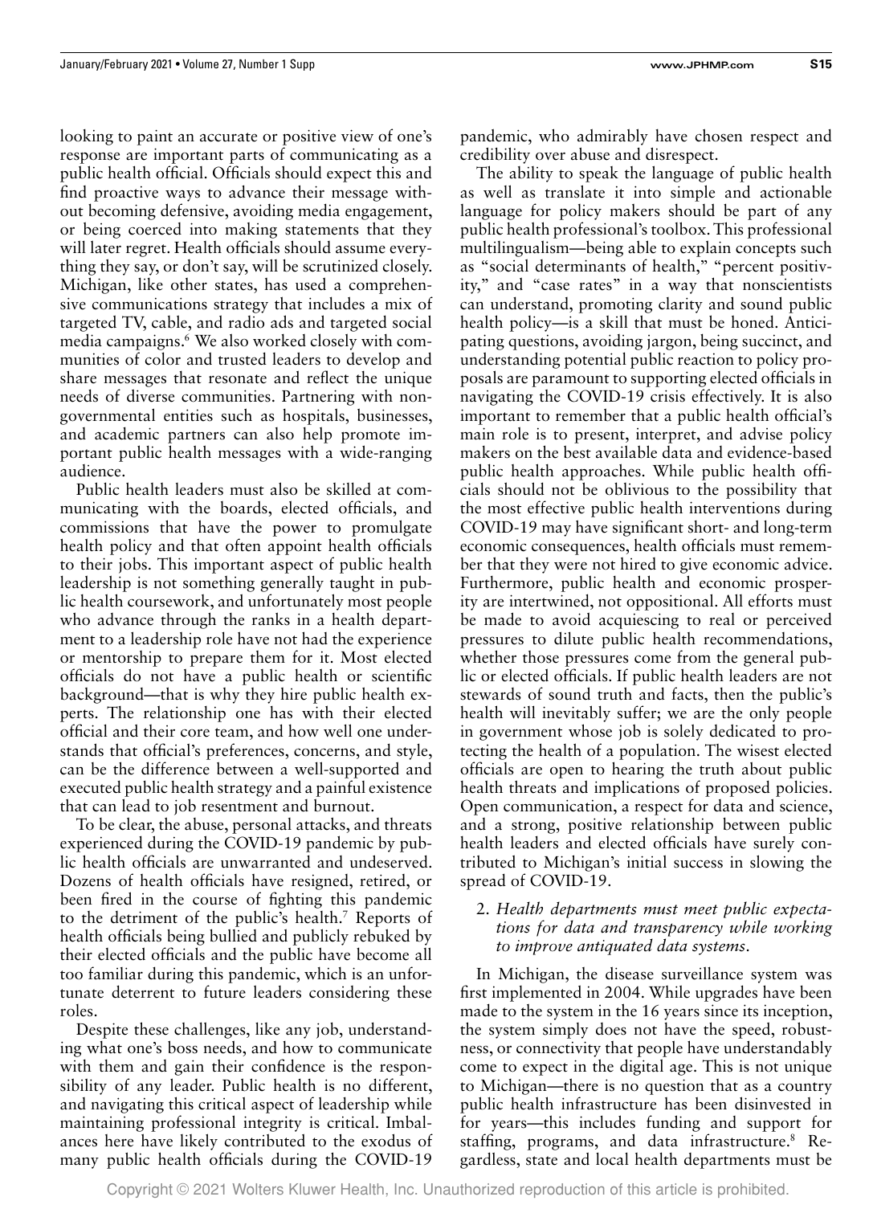looking to paint an accurate or positive view of one's response are important parts of communicating as a public health official. Officials should expect this and find proactive ways to advance their message without becoming defensive, avoiding media engagement, or being coerced into making statements that they will later regret. Health officials should assume everything they say, or don't say, will be scrutinized closely. Michigan, like other states, has used a comprehensive communications strategy that includes a mix of targeted TV, cable, and radio ads and targeted social media campaigns.[6] We also worked closely with communities of color and trusted leaders to develop and share messages that resonate and reflect the unique needs of diverse communities. Partnering with nongovernmental entities such as hospitals, businesses, and academic partners can also help promote important public health messages with a wide-ranging audience.

Public health leaders must also be skilled at communicating with the boards, elected officials, and commissions that have the power to promulgate health policy and that often appoint health officials to their jobs. This important aspect of public health leadership is not something generally taught in public health coursework, and unfortunately most people who advance through the ranks in a health department to a leadership role have not had the experience or mentorship to prepare them for it. Most elected officials do not have a public health or scientific background—that is why they hire public health experts. The relationship one has with their elected official and their core team, and how well one understands that official's preferences, concerns, and style, can be the difference between a well-supported and executed public health strategy and a painful existence that can lead to job resentment and burnout.

To be clear, the abuse, personal attacks, and threats experienced during the COVID-19 pandemic by public health officials are unwarranted and undeserved. Dozens of health officials have resigned, retired, or been fired in the course of fighting this pandemic to the detriment of the public's health.[7] Reports of health officials being bullied and publicly rebuked by their elected officials and the public have become all too familiar during this pandemic, which is an unfortunate deterrent to future leaders considering these roles.

Despite these challenges, like any job, understanding what one's boss needs, and how to communicate with them and gain their confidence is the responsibility of any leader. Public health is no different, and navigating this critical aspect of leadership while maintaining professional integrity is critical. Imbalances here have likely contributed to the exodus of many public health officials during the COVID-19 pandemic, who admirably have chosen respect and credibility over abuse and disrespect.

The ability to speak the language of public health as well as translate it into simple and actionable language for policy makers should be part of any public health professional's toolbox. This professional multilingualism—being able to explain concepts such as "social determinants of health," "percent positivity," and "case rates" in a way that nonscientists can understand, promoting clarity and sound public health policy—is a skill that must be honed. Anticipating questions, avoiding jargon, being succinct, and understanding potential public reaction to policy proposals are paramount to supporting elected officials in navigating the COVID-19 crisis effectively. It is also important to remember that a public health official's main role is to present, interpret, and advise policy makers on the best available data and evidence-based public health approaches. While public health officials should not be oblivious to the possibility that the most effective public health interventions during COVID-19 may have significant short- and long-term economic consequences, health officials must remember that they were not hired to give economic advice. Furthermore, public health and economic prosperity are intertwined, not oppositional. All efforts must be made to avoid acquiescing to real or perceived pressures to dilute public health recommendations, whether those pressures come from the general public or elected officials. If public health leaders are not stewards of sound truth and facts, then the public's health will inevitably suffer; we are the only people in government whose job is solely dedicated to protecting the health of a population. The wisest elected officials are open to hearing the truth about public health threats and implications of proposed policies. Open communication, a respect for data and science, and a strong, positive relationship between public health leaders and elected officials have surely contributed to Michigan's initial success in slowing the spread of COVID-19.

2. *Health departments must meet public expectations for data and transparency while working to improve antiquated data systems.*

In Michigan, the disease surveillance system was first implemented in 2004. While upgrades have been made to the system in the 16 years since its inception, the system simply does not have the speed, robustness, or connectivity that people have understandably come to expect in the digital age. This is not unique to Michigan—there is no question that as a country public health infrastructure has been disinvested in for years—this includes funding and support for staffing, programs, and data infrastructure.[8] Regardless, state and local health departments must be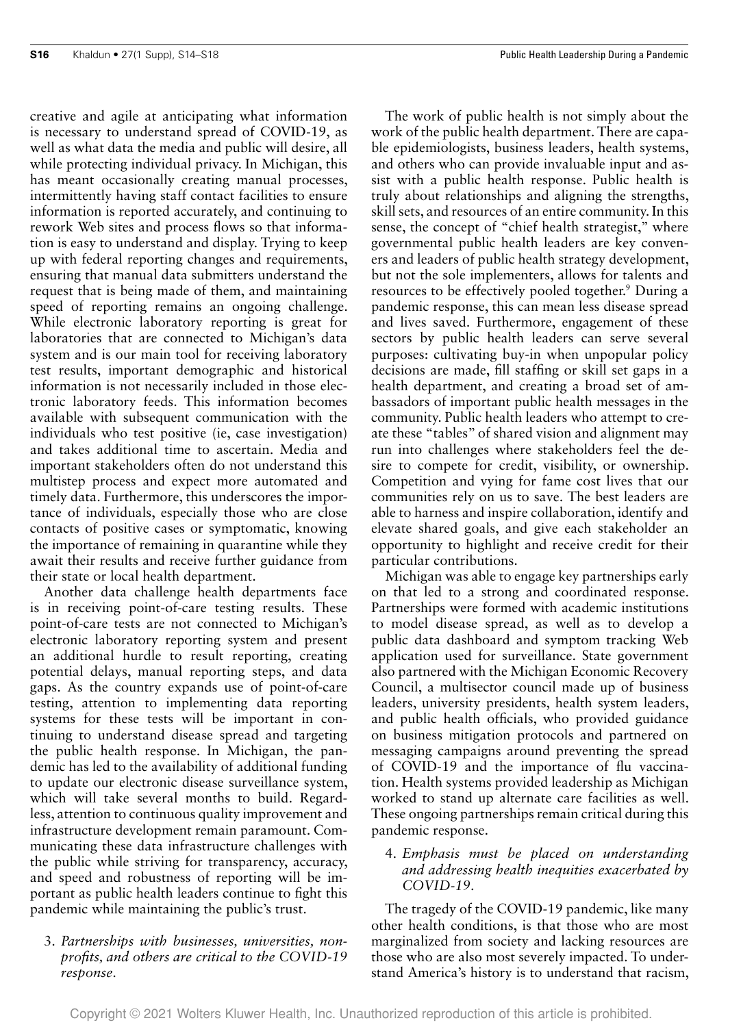creative and agile at anticipating what information is necessary to understand spread of COVID-19, as well as what data the media and public will desire, all while protecting individual privacy. In Michigan, this has meant occasionally creating manual processes, intermittently having staff contact facilities to ensure information is reported accurately, and continuing to rework Web sites and process flows so that information is easy to understand and display. Trying to keep up with federal reporting changes and requirements, ensuring that manual data submitters understand the request that is being made of them, and maintaining speed of reporting remains an ongoing challenge. While electronic laboratory reporting is great for laboratories that are connected to Michigan's data system and is our main tool for receiving laboratory test results, important demographic and historical information is not necessarily included in those electronic laboratory feeds. This information becomes available with subsequent communication with the individuals who test positive (ie, case investigation) and takes additional time to ascertain. Media and important stakeholders often do not understand this multistep process and expect more automated and timely data. Furthermore, this underscores the importance of individuals, especially those who are close contacts of positive cases or symptomatic, knowing the importance of remaining in quarantine while they await their results and receive further guidance from their state or local health department.

Another data challenge health departments face is in receiving point-of-care testing results. These point-of-care tests are not connected to Michigan's electronic laboratory reporting system and present an additional hurdle to result reporting, creating potential delays, manual reporting steps, and data gaps. As the country expands use of point-of-care testing, attention to implementing data reporting systems for these tests will be important in continuing to understand disease spread and targeting the public health response. In Michigan, the pandemic has led to the availability of additional funding to update our electronic disease surveillance system, which will take several months to build. Regardless, attention to continuous quality improvement and infrastructure development remain paramount. Communicating these data infrastructure challenges with the public while striving for transparency, accuracy, and speed and robustness of reporting will be important as public health leaders continue to fight this pandemic while maintaining the public's trust.

3. *Partnerships with businesses, universities, nonprofits, and others are critical to the COVID-19 response.*

The work of public health is not simply about the work of the public health department. There are capable epidemiologists, business leaders, health systems, and others who can provide invaluable input and assist with a public health response. Public health is truly about relationships and aligning the strengths, skill sets, and resources of an entire community. In this sense, the concept of "chief health strategist," where governmental public health leaders are key conveners and leaders of public health strategy development, but not the sole implementers, allows for talents and resources to be effectively pooled together.[9] During a pandemic response, this can mean less disease spread and lives saved. Furthermore, engagement of these sectors by public health leaders can serve several purposes: cultivating buy-in when unpopular policy decisions are made, fill staffing or skill set gaps in a health department, and creating a broad set of ambassadors of important public health messages in the community. Public health leaders who attempt to create these "tables" of shared vision and alignment may run into challenges where stakeholders feel the desire to compete for credit, visibility, or ownership. Competition and vying for fame cost lives that our communities rely on us to save. The best leaders are able to harness and inspire collaboration, identify and elevate shared goals, and give each stakeholder an opportunity to highlight and receive credit for their particular contributions.

Michigan was able to engage key partnerships early on that led to a strong and coordinated response. Partnerships were formed with academic institutions to model disease spread, as well as to develop a public data dashboard and symptom tracking Web application used for surveillance. State government also partnered with the Michigan Economic Recovery Council, a multisector council made up of business leaders, university presidents, health system leaders, and public health officials, who provided guidance on business mitigation protocols and partnered on messaging campaigns around preventing the spread of COVID-19 and the importance of flu vaccination. Health systems provided leadership as Michigan worked to stand up alternate care facilities as well. These ongoing partnerships remain critical during this pandemic response.

4. *Emphasis must be placed on understanding and addressing health inequities exacerbated by COVID-19.*

The tragedy of the COVID-19 pandemic, like many other health conditions, is that those who are most marginalized from society and lacking resources are those who are also most severely impacted. To understand America's history is to understand that racism,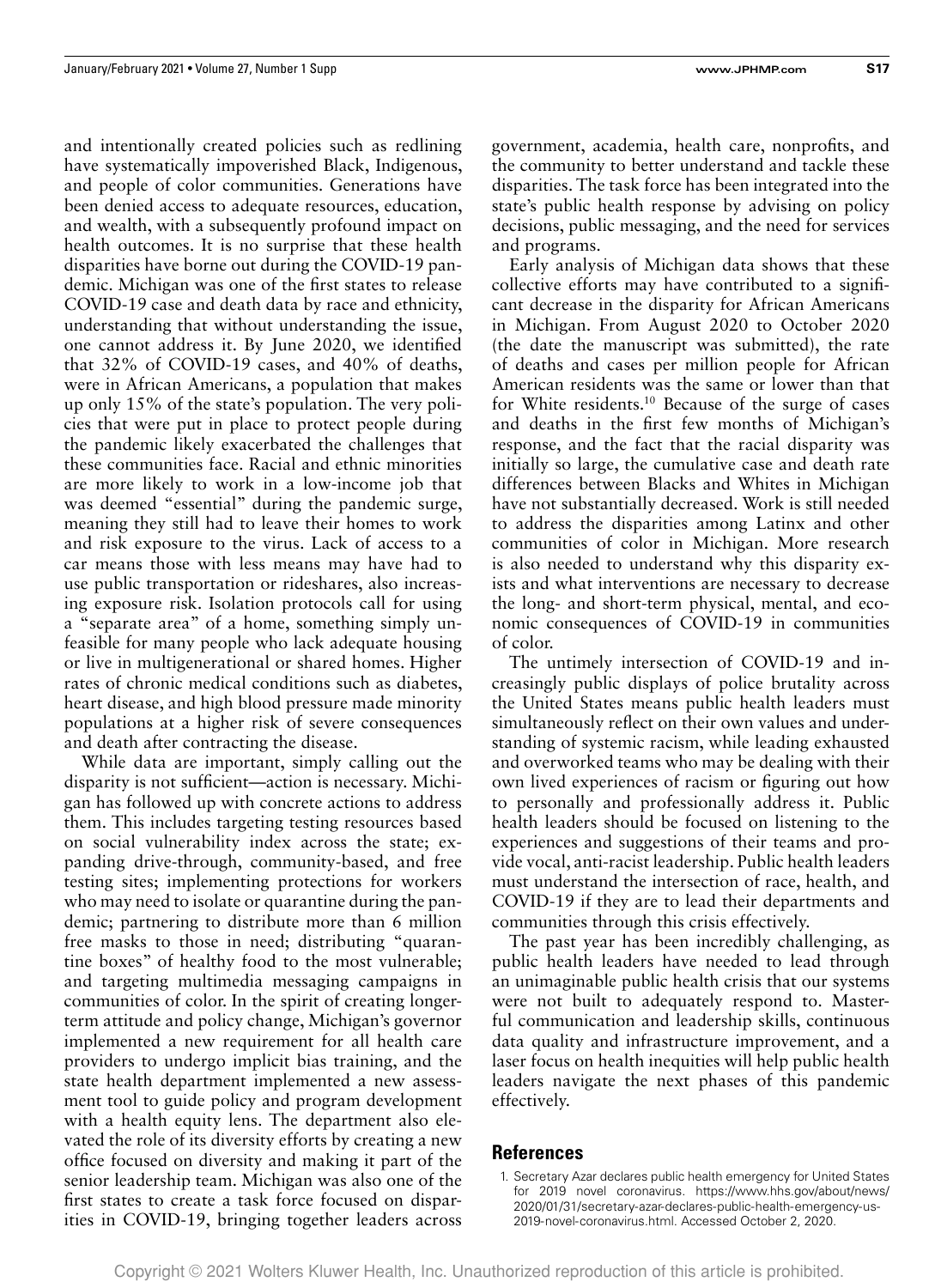and intentionally created policies such as redlining have systematically impoverished Black, Indigenous, and people of color communities. Generations have been denied access to adequate resources, education, and wealth, with a subsequently profound impact on health outcomes. It is no surprise that these health disparities have borne out during the COVID-19 pandemic. Michigan was one of the first states to release COVID-19 case and death data by race and ethnicity, understanding that without understanding the issue, one cannot address it. By June 2020, we identified that 32% of COVID-19 cases, and 40% of deaths, were in African Americans, a population that makes up only 15% of the state's population. The very policies that were put in place to protect people during the pandemic likely exacerbated the challenges that these communities face. Racial and ethnic minorities are more likely to work in a low-income job that was deemed "essential" during the pandemic surge, meaning they still had to leave their homes to work and risk exposure to the virus. Lack of access to a car means those with less means may have had to use public transportation or rideshares, also increasing exposure risk. Isolation protocols call for using a "separate area" of a home, something simply unfeasible for many people who lack adequate housing or live in multigenerational or shared homes. Higher rates of chronic medical conditions such as diabetes, heart disease, and high blood pressure made minority populations at a higher risk of severe consequences and death after contracting the disease.

While data are important, simply calling out the disparity is not sufficient—action is necessary. Michigan has followed up with concrete actions to address them. This includes targeting testing resources based on social vulnerability index across the state; expanding drive-through, community-based, and free testing sites; implementing protections for workers who may need to isolate or quarantine during the pandemic; partnering to distribute more than 6 million free masks to those in need; distributing "quarantine boxes" of healthy food to the most vulnerable; and targeting multimedia messaging campaigns in communities of color. In the spirit of creating longer-term attitude and policy change, Michigan's governor implemented a new requirement for all health care providers to undergo implicit bias training, and the state health department implemented a new assessment tool to guide policy and program development with a health equity lens. The department also elevated the role of its diversity efforts by creating a new office focused on diversity and making it part of the senior leadership team. Michigan was also one of the first states to create a task force focused on disparities in COVID-19, bringing together leaders across government, academia, health care, nonprofits, and the community to better understand and tackle these disparities. The task force has been integrated into the state's public health response by advising on policy decisions, public messaging, and the need for services and programs.

Early analysis of Michigan data shows that these collective efforts may have contributed to a significant decrease in the disparity for African Americans in Michigan. From August 2020 to October 2020 (the date the manuscript was submitted), the rate of deaths and cases per million people for African American residents was the same or lower than that for White residents.[10] Because of the surge of cases and deaths in the first few months of Michigan's response, and the fact that the racial disparity was initially so large, the cumulative case and death rate differences between Blacks and Whites in Michigan have not substantially decreased. Work is still needed to address the disparities among Latinx and other communities of color in Michigan. More research is also needed to understand why this disparity exists and what interventions are necessary to decrease the long- and short-term physical, mental, and economic consequences of COVID-19 in communities of color.

The untimely intersection of COVID-19 and increasingly public displays of police brutality across the United States means public health leaders must simultaneously reflect on their own values and understanding of systemic racism, while leading exhausted and overworked teams who may be dealing with their own lived experiences of racism or figuring out how to personally and professionally address it. Public health leaders should be focused on listening to the experiences and suggestions of their teams and provide vocal, anti-racist leadership. Public health leaders must understand the intersection of race, health, and COVID-19 if they are to lead their departments and communities through this crisis effectively.

The past year has been incredibly challenging, as public health leaders have needed to lead through an unimaginable public health crisis that our systems were not built to adequately respond to. Masterful communication and leadership skills, continuous data quality and infrastructure improvement, and a laser focus on health inequities will help public health leaders navigate the next phases of this pandemic effectively.

## References

1. Secretary Azar declares public health emergency for United States for 2019 novel coronavirus. https://www.hhs.gov/about/news/2020/01/31/secretary-azar-declares-public-health-emergency-us-2019-novel-coronavirus.html. Accessed October 2, 2020.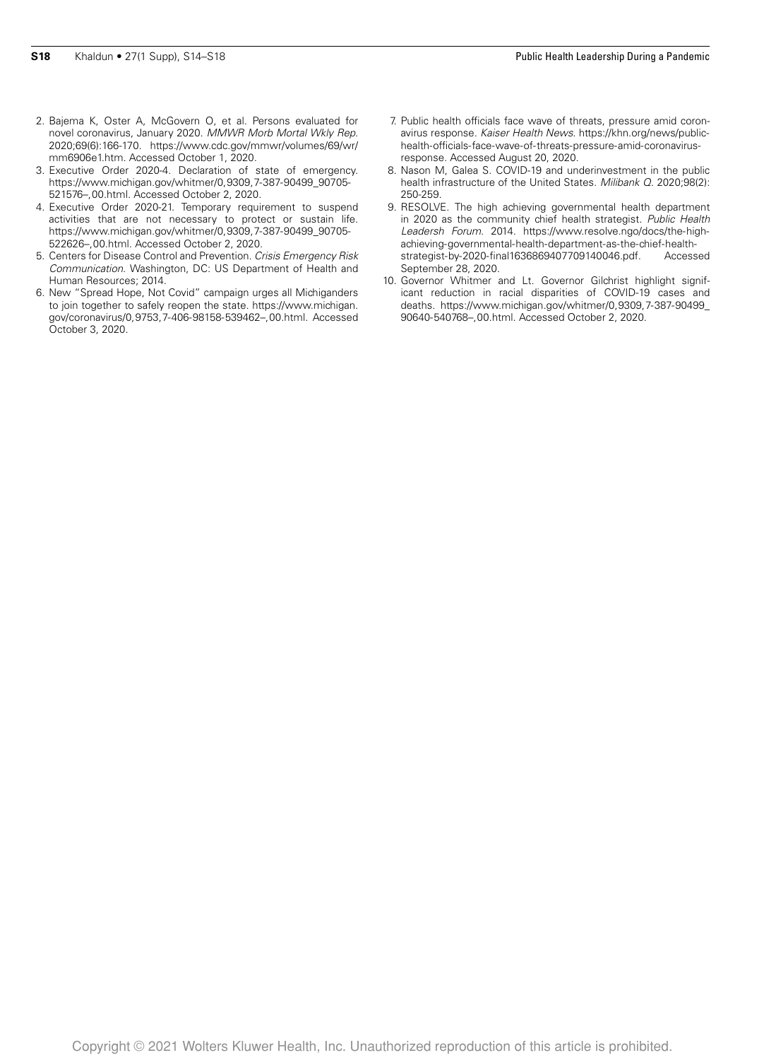2. Bajema K, Oster A, McGovern O, et al. Persons evaluated for novel coronavirus, January 2020. *MMWR Morb Mortal Wkly Rep*. 2020;69(6):166-170. https://www.cdc.gov/mmwr/volumes/69/wr/mm6906e1.htm. Accessed October 1, 2020.
3. Executive Order 2020-4. Declaration of state of emergency. https://www.michigan.gov/whitmer/0,9309,7-387-90499_90705-521576--,00.html. Accessed October 2, 2020.
4. Executive Order 2020-21. Temporary requirement to suspend activities that are not necessary to protect or sustain life. https://www.michigan.gov/whitmer/0,9309,7-387-90499_90705-522626--,00.html. Accessed October 2, 2020.
5. Centers for Disease Control and Prevention. *Crisis Emergency Risk Communication*. Washington, DC: US Department of Health and Human Resources; 2014.
6. New "Spread Hope, Not Covid" campaign urges all Michiganders to join together to safely reopen the state. https://www.michigan.gov/coronavirus/0,9753,7-406-98158-539462--,00.html. Accessed October 3, 2020.
7. Public health officials face wave of threats, pressure amid coronavirus response. *Kaiser Health News*. https://khn.org/news/public-health-officials-face-wave-of-threats-pressure-amid-coronavirus-response. Accessed August 20, 2020.
8. Nason M, Galea S. COVID-19 and underinvestment in the public health infrastructure of the United States. *Milibank Q*. 2020;98(2):250-259.
9. RESOLVE. The high achieving governmental health department in 2020 as the community chief health strategist. *Public Health Leadersh Forum*. 2014. https://www.resolve.ngo/docs/the-high-achieving-governmental-health-department-as-the-chief-health-strategist-by-2020-final1636869407709140046.pdf. Accessed September 28, 2020.
10. Governor Whitmer and Lt. Governor Gilchrist highlight significant reduction in racial disparities of COVID-19 cases and deaths. https://www.michigan.gov/whitmer/0,9309,7-387-90499_90640-540768--,00.html. Accessed October 2, 2020.

Copyright © 2021 Wolters Kluwer Health, Inc. Unauthorized reproduction of this article is prohibited.